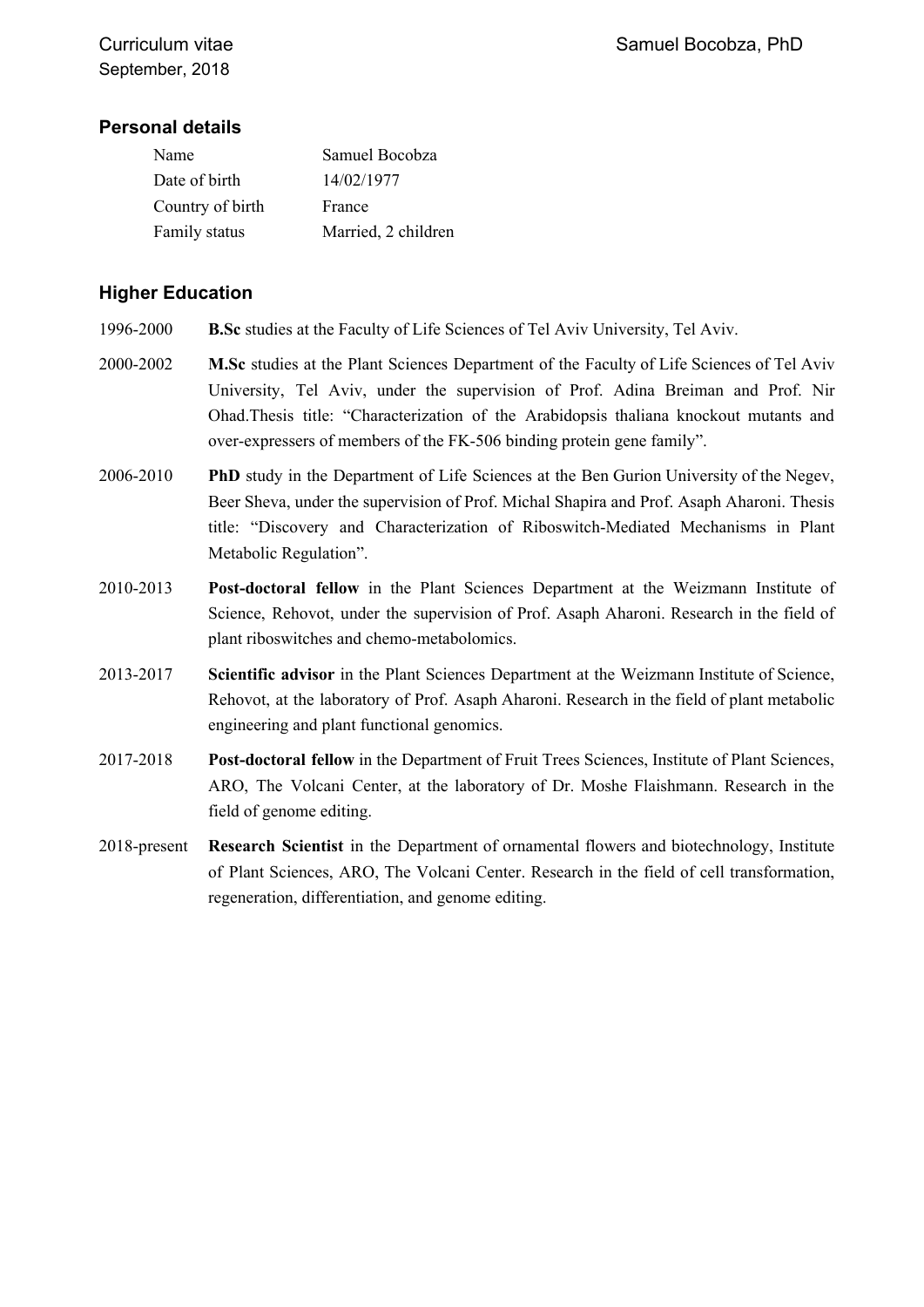Curriculum vitae　　　　　　　　　　　　　　　　　　　　Samuel Bocobza, PhD
September, 2018

## Personal details

| | |
|---|---|
| Name | Samuel Bocobza |
| Date of birth | 14/02/1977 |
| Country of birth | France |
| Family status | Married, 2 children |

## Higher Education

1996-2000 **B.Sc** studies at the Faculty of Life Sciences of Tel Aviv University, Tel Aviv.

2000-2002 **M.Sc** studies at the Plant Sciences Department of the Faculty of Life Sciences of Tel Aviv University, Tel Aviv, under the supervision of Prof. Adina Breiman and Prof. Nir Ohad.Thesis title: "Characterization of the Arabidopsis thaliana knockout mutants and over-expressers of members of the FK-506 binding protein gene family".

2006-2010 **PhD** study in the Department of Life Sciences at the Ben Gurion University of the Negev, Beer Sheva, under the supervision of Prof. Michal Shapira and Prof. Asaph Aharoni. Thesis title: "Discovery and Characterization of Riboswitch-Mediated Mechanisms in Plant Metabolic Regulation".

2010-2013 **Post-doctoral fellow** in the Plant Sciences Department at the Weizmann Institute of Science, Rehovot, under the supervision of Prof. Asaph Aharoni. Research in the field of plant riboswitches and chemo-metabolomics.

2013-2017 **Scientific advisor** in the Plant Sciences Department at the Weizmann Institute of Science, Rehovot, at the laboratory of Prof. Asaph Aharoni. Research in the field of plant metabolic engineering and plant functional genomics.

2017-2018 **Post-doctoral fellow** in the Department of Fruit Trees Sciences, Institute of Plant Sciences, ARO, The Volcani Center, at the laboratory of Dr. Moshe Flaishmann. Research in the field of genome editing.

2018-present **Research Scientist** in the Department of ornamental flowers and biotechnology, Institute of Plant Sciences, ARO, The Volcani Center. Research in the field of cell transformation, regeneration, differentiation, and genome editing.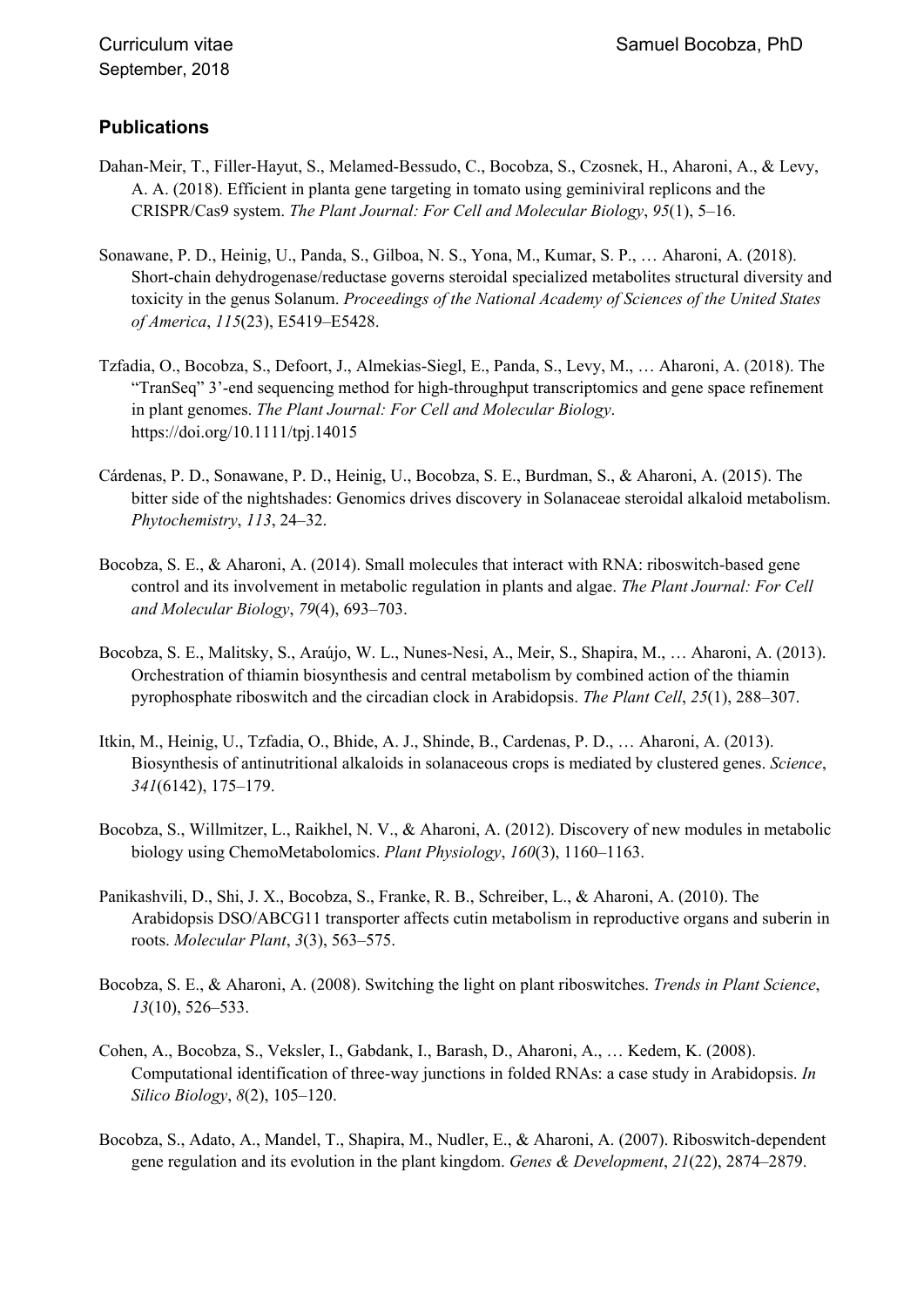## Publications

Dahan-Meir, T., Filler-Hayut, S., Melamed-Bessudo, C., Bocobza, S., Czosnek, H., Aharoni, A., & Levy, A. A. (2018). Efficient in planta gene targeting in tomato using geminiviral replicons and the CRISPR/Cas9 system. *The Plant Journal: For Cell and Molecular Biology*, *95*(1), 5–16.

Sonawane, P. D., Heinig, U., Panda, S., Gilboa, N. S., Yona, M., Kumar, S. P., … Aharoni, A. (2018). Short-chain dehydrogenase/reductase governs steroidal specialized metabolites structural diversity and toxicity in the genus Solanum. *Proceedings of the National Academy of Sciences of the United States of America*, *115*(23), E5419–E5428.

Tzfadia, O., Bocobza, S., Defoort, J., Almekias-Siegl, E., Panda, S., Levy, M., … Aharoni, A. (2018). The "TranSeq" 3'-end sequencing method for high-throughput transcriptomics and gene space refinement in plant genomes. *The Plant Journal: For Cell and Molecular Biology*. https://doi.org/10.1111/tpj.14015

Cárdenas, P. D., Sonawane, P. D., Heinig, U., Bocobza, S. E., Burdman, S., & Aharoni, A. (2015). The bitter side of the nightshades: Genomics drives discovery in Solanaceae steroidal alkaloid metabolism. *Phytochemistry*, *113*, 24–32.

Bocobza, S. E., & Aharoni, A. (2014). Small molecules that interact with RNA: riboswitch-based gene control and its involvement in metabolic regulation in plants and algae. *The Plant Journal: For Cell and Molecular Biology*, *79*(4), 693–703.

Bocobza, S. E., Malitsky, S., Araújo, W. L., Nunes-Nesi, A., Meir, S., Shapira, M., … Aharoni, A. (2013). Orchestration of thiamin biosynthesis and central metabolism by combined action of the thiamin pyrophosphate riboswitch and the circadian clock in Arabidopsis. *The Plant Cell*, *25*(1), 288–307.

Itkin, M., Heinig, U., Tzfadia, O., Bhide, A. J., Shinde, B., Cardenas, P. D., … Aharoni, A. (2013). Biosynthesis of antinutritional alkaloids in solanaceous crops is mediated by clustered genes. *Science*, *341*(6142), 175–179.

Bocobza, S., Willmitzer, L., Raikhel, N. V., & Aharoni, A. (2012). Discovery of new modules in metabolic biology using ChemoMetabolomics. *Plant Physiology*, *160*(3), 1160–1163.

Panikashvili, D., Shi, J. X., Bocobza, S., Franke, R. B., Schreiber, L., & Aharoni, A. (2010). The Arabidopsis DSO/ABCG11 transporter affects cutin metabolism in reproductive organs and suberin in roots. *Molecular Plant*, *3*(3), 563–575.

Bocobza, S. E., & Aharoni, A. (2008). Switching the light on plant riboswitches. *Trends in Plant Science*, *13*(10), 526–533.

Cohen, A., Bocobza, S., Veksler, I., Gabdank, I., Barash, D., Aharoni, A., … Kedem, K. (2008). Computational identification of three-way junctions in folded RNAs: a case study in Arabidopsis. *In Silico Biology*, *8*(2), 105–120.

Bocobza, S., Adato, A., Mandel, T., Shapira, M., Nudler, E., & Aharoni, A. (2007). Riboswitch-dependent gene regulation and its evolution in the plant kingdom. *Genes & Development*, *21*(22), 2874–2879.